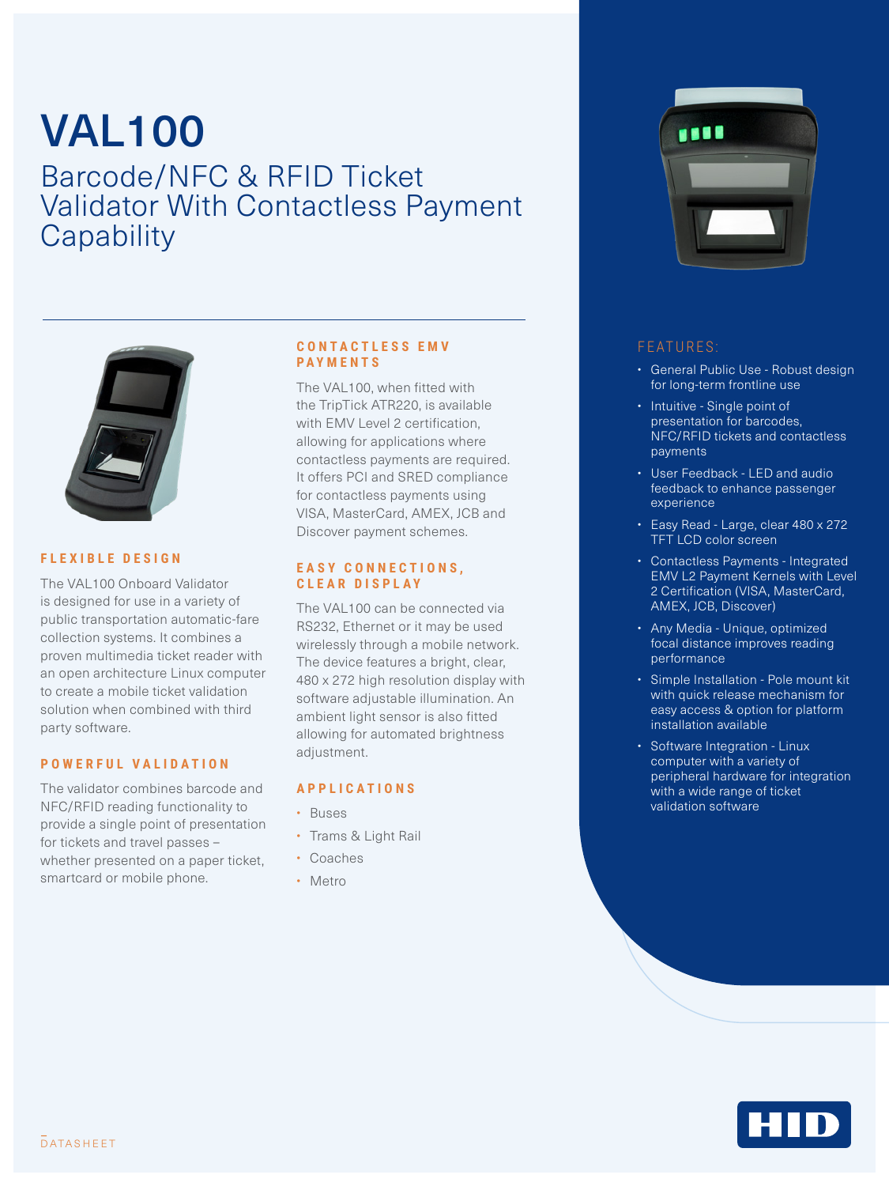# VAL100

## Barcode/NFC & RFID Ticket Validator With Contactless Payment Capability

### FLEXIBLE DESIGN

The VAL100 Onboard Validator is designed for use in a variety of public transportation automatic-fare collection systems. It combines a proven multimedia ticket reader with an open architecture Linux computer to create a mobile ticket validation solution when combined with third party software.

### POWERFUL VALIDATION

The validator combines barcode and NFC/RFID reading functionality to provide a single point of presentation for tickets and travel passes – whether presented on a paper ticket, smartcard or mobile phone.

### CONTACTLESS EMV PAYMENTS

The VAL100, when fitted with the TripTick ATR220, is available with EMV Level 2 certification, allowing for applications where contactless payments are required. It offers PCI and SRED compliance for contactless payments using VISA, MasterCard, AMEX, JCB and Discover payment schemes.

### EASY CONNECTIONS, CLEAR DISPLAY

The VAL100 can be connected via RS232, Ethernet or it may be used wirelessly through a mobile network. The device features a bright, clear, 480 x 272 high resolution display with software adjustable illumination. An ambient light sensor is also fitted allowing for automated brightness adjustment.

### APPLICATIONS

- Buses
- Trams & Light Rail
- Coaches
- Metro

### FEATURES:

- General Public Use - Robust design for long-term frontline use
- Intuitive - Single point of presentation for barcodes, NFC/RFID tickets and contactless payments
- User Feedback - LED and audio feedback to enhance passenger experience
- Easy Read - Large, clear 480 x 272 TFT LCD color screen
- Contactless Payments - Integrated EMV L2 Payment Kernels with Level 2 Certification (VISA, MasterCard, AMEX, JCB, Discover)
- Any Media - Unique, optimized focal distance improves reading performance
- Simple Installation - Pole mount kit with quick release mechanism for easy access & option for platform installation available
- Software Integration - Linux computer with a variety of peripheral hardware for integration with a wide range of ticket validation software

DATASHEET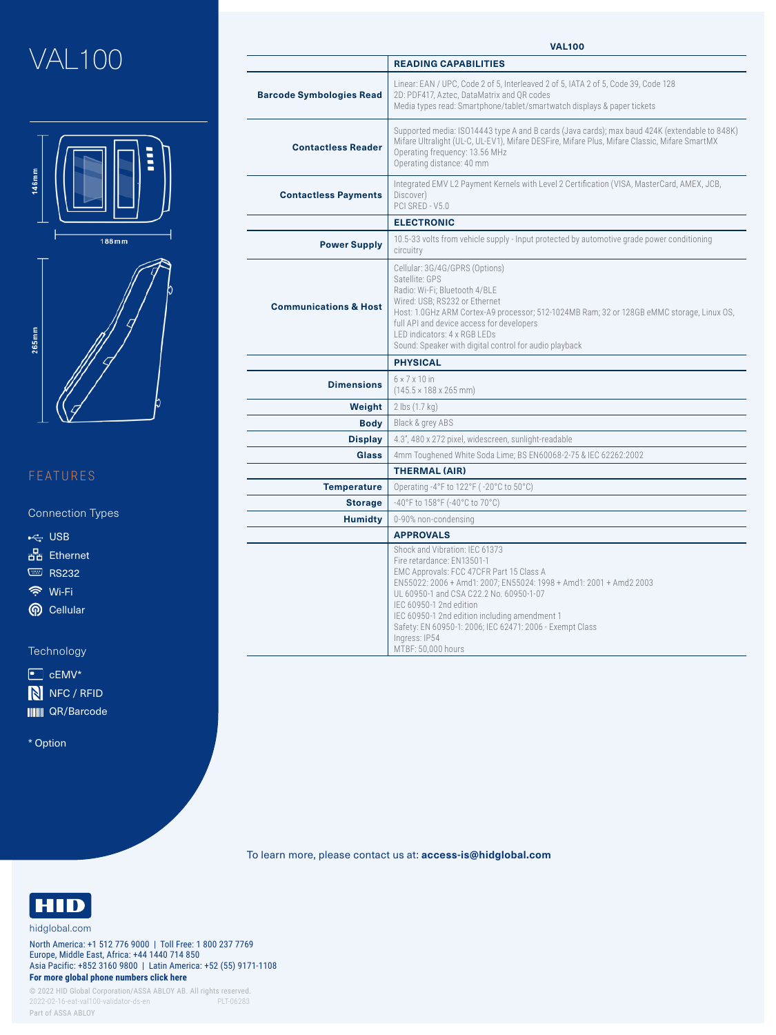# VAL100

146mm

188mm

265mm

## FEATURES

### Connection Types

- USB
- Ethernet
- RS232
- Wi-Fi
- Cellular

### Technology

- cEMV*
- NFC / RFID
- QR/Barcode

* Option

| | VAL100 |
|---|---|
| | **READING CAPABILITIES** |
| **Barcode Symbologies Read** | Linear: EAN / UPC, Code 2 of 5, Interleaved 2 of 5, IATA 2 of 5, Code 39, Code 128<br>2D: PDF417, Aztec, DataMatrix and QR codes<br>Media types read: Smartphone/tablet/smartwatch displays & paper tickets |
| **Contactless Reader** | Supported media: ISO14443 type A and B cards (Java cards); max baud 424K (extendable to 848K)<br>Mifare Ultralight (UL-C, UL-EV1), Mifare DESFire, Mifare Plus, Mifare Classic, Mifare SmartMX<br>Operating frequency: 13.56 MHz<br>Operating distance: 40 mm |
| **Contactless Payments** | Integrated EMV L2 Payment Kernels with Level 2 Certification (VISA, MasterCard, AMEX, JCB, Discover)<br>PCI SRED - V5.0 |
| | **ELECTRONIC** |
| **Power Supply** | 10.5-33 volts from vehicle supply - Input protected by automotive grade power conditioning circuitry |
| **Communications & Host** | Cellular: 3G/4G/GPRS (Options)<br>Satellite: GPS<br>Radio: Wi-Fi; Bluetooth 4/BLE<br>Wired: USB; RS232 or Ethernet<br>Host: 1.0GHz ARM Cortex-A9 processor; 512-1024MB Ram; 32 or 128GB eMMC storage, Linux OS, full API and device access for developers<br>LED indicators: 4 x RGB LEDs<br>Sound: Speaker with digital control for audio playback |
| | **PHYSICAL** |
| **Dimensions** | 6 x 7 x 10 in<br>(145.5 × 188 x 265 mm) |
| **Weight** | 2 lbs (1.7 kg) |
| **Body** | Black & grey ABS |
| **Display** | 4.3", 480 x 272 pixel, widescreen, sunlight-readable |
| **Glass** | 4mm Toughened White Soda Lime; BS EN60068-2-75 & IEC 62262:2002 |
| | **THERMAL (AIR)** |
| **Temperature** | Operating -4°F to 122°F ( -20°C to 50°C) |
| **Storage** | -40°F to 158°F (-40°C to 70°C) |
| **Humidty** | 0-90% non-condensing |
| | **APPROVALS** |
| | Shock and Vibration: IEC 61373<br>Fire retardance: EN13501-1<br>EMC Approvals: FCC 47CFR Part 15 Class A<br>EN55022: 2006 + Amd1: 2007; EN55024: 1998 + Amd1: 2001 + Amd2 2003<br>UL 60950-1 and CSA C22.2 No. 60950-1-07<br>IEC 60950-1 2nd edition<br>IEC 60950-1 2nd edition including amendment 1<br>Safety: EN 60950-1: 2006; IEC 62471: 2006 - Exempt Class<br>Ingress: IP54<br>MTBF: 50,000 hours |

To learn more, please contact us at: **access-is@hidglobal.com**

HID

hidglobal.com

North America: +1 512 776 9000 | Toll Free: 1 800 237 7769
Europe, Middle East, Africa: +44 1440 714 850
Asia Pacific: +852 3160 9800 | Latin America: +52 (55) 9171-1108
**For more global phone numbers click here**

© 2022 HID Global Corporation/ASSA ABLOY AB. All rights reserved.
2022-02-16-eat-val100-validator-ds-en PLT-06283
Part of ASSA ABLOY